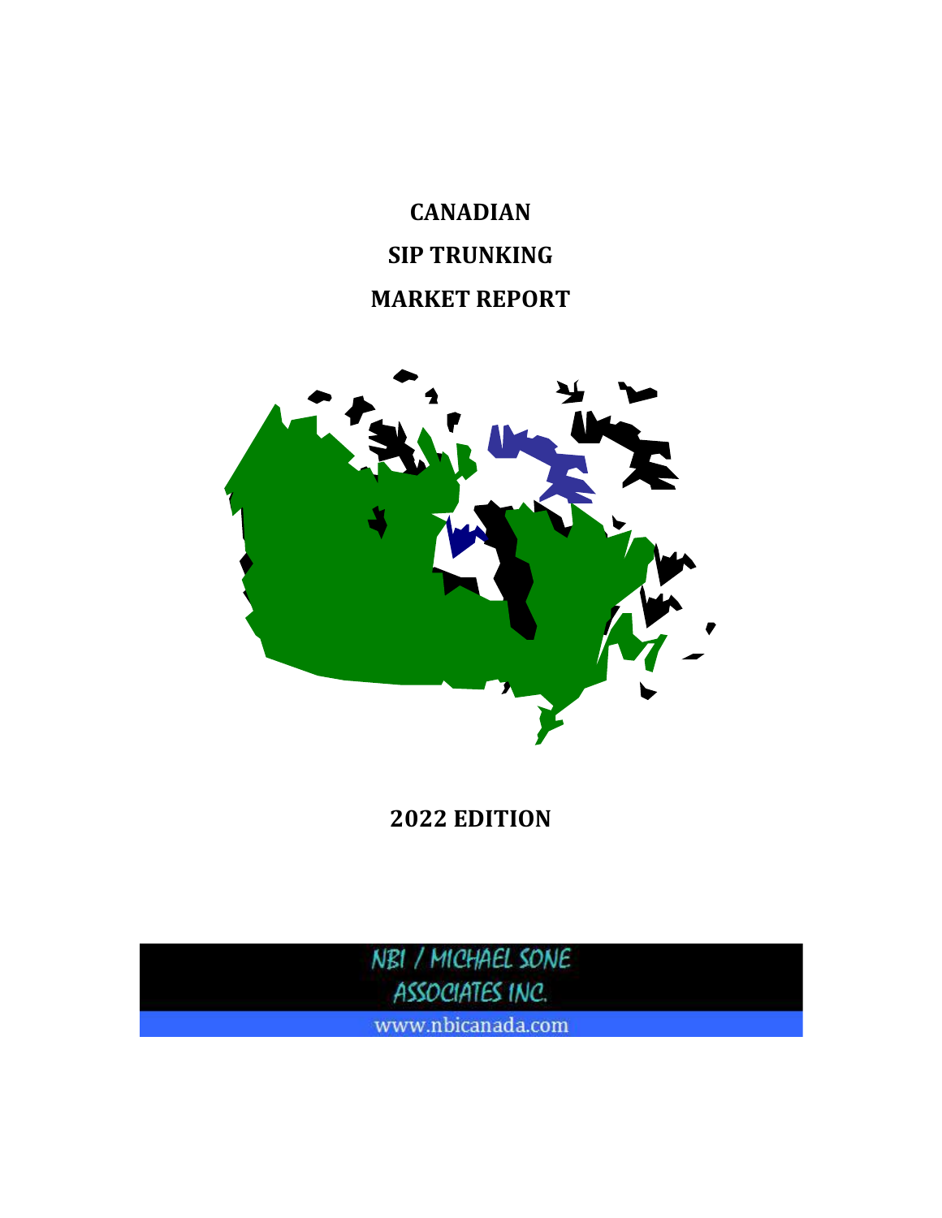# CANADIAN

# SIP TRUNKING

# MARKET REPORT

## 2022 EDITION

NBI / MICHAEL SONE ASSOCIATES INC.

www.nbicanada.com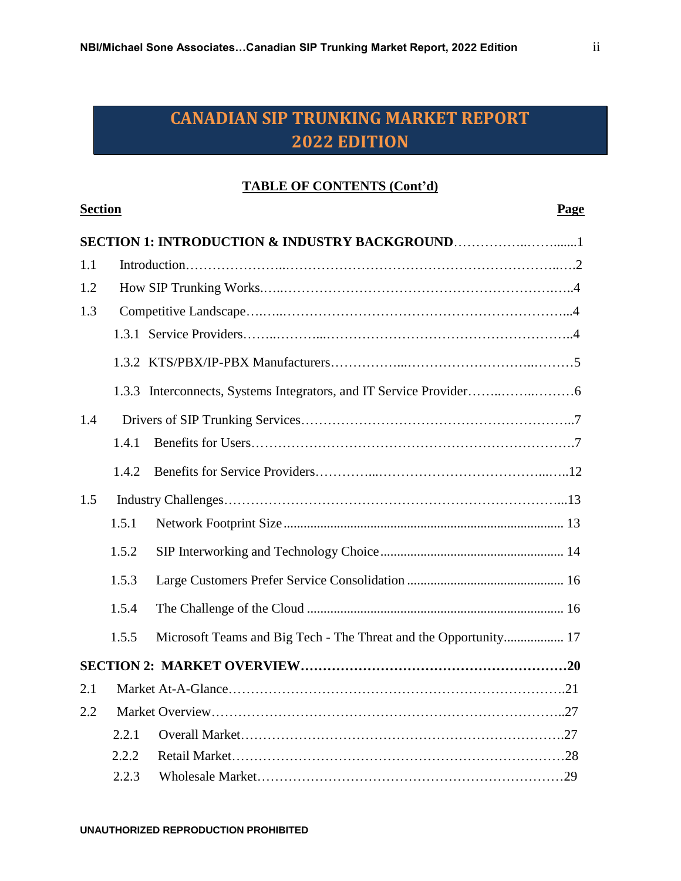# CANADIAN SIP TRUNKING MARKET REPORT 2022 EDITION

## TABLE OF CONTENTS (Cont'd)

| Section | | Page |
|---|---|---|
| **SECTION 1: INTRODUCTION & INDUSTRY BACKGROUND** | | 1 |
| 1.1 | Introduction | 2 |
| 1.2 | How SIP Trunking Works | 4 |
| 1.3 | Competitive Landscape | 4 |
| | 1.3.1 Service Providers | 4 |
| | 1.3.2 KTS/PBX/IP-PBX Manufacturers | 5 |
| | 1.3.3 Interconnects, Systems Integrators, and IT Service Provider | 6 |
| 1.4 | Drivers of SIP Trunking Services | 7 |
| | 1.4.1 Benefits for Users | 7 |
| | 1.4.2 Benefits for Service Providers | 12 |
| 1.5 | Industry Challenges | 13 |
| | 1.5.1 Network Footprint Size | 13 |
| | 1.5.2 SIP Interworking and Technology Choice | 14 |
| | 1.5.3 Large Customers Prefer Service Consolidation | 16 |
| | 1.5.4 The Challenge of the Cloud | 16 |
| | 1.5.5 Microsoft Teams and Big Tech - The Threat and the Opportunity | 17 |
| **SECTION 2: MARKET OVERVIEW** | | **20** |
| 2.1 | Market At-A-Glance | 21 |
| 2.2 | Market Overview | 27 |
| | 2.2.1 Overall Market | 27 |
| | 2.2.2 Retail Market | 28 |
| | 2.2.3 Wholesale Market | 29 |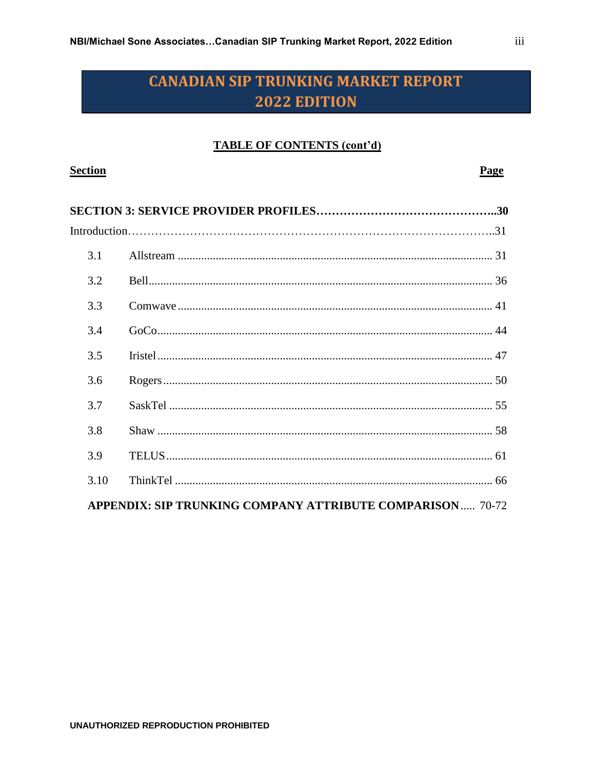# CANADIAN SIP TRUNKING MARKET REPORT 2022 EDITION

**TABLE OF CONTENTS (cont'd)**

| Section | | Page |
|---|---|---|
| **SECTION 3: SERVICE PROVIDER PROFILES** | | **30** |
| Introduction | | 31 |
| 3.1 | Allstream | 31 |
| 3.2 | Bell | 36 |
| 3.3 | Comwave | 41 |
| 3.4 | GoCo | 44 |
| 3.5 | Iristel | 47 |
| 3.6 | Rogers | 50 |
| 3.7 | SaskTel | 55 |
| 3.8 | Shaw | 58 |
| 3.9 | TELUS | 61 |
| 3.10 | ThinkTel | 66 |
| **APPENDIX: SIP TRUNKING COMPANY ATTRIBUTE COMPARISON** | | 70-72 |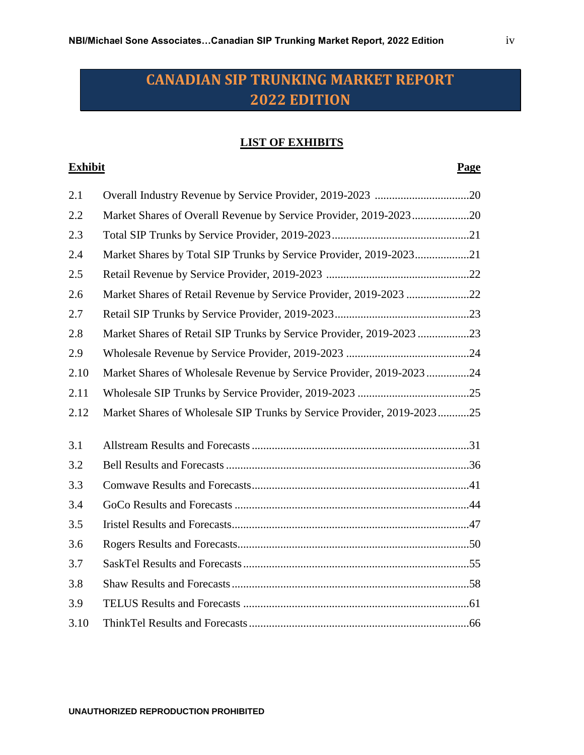# CANADIAN SIP TRUNKING MARKET REPORT 2022 EDITION

## LIST OF EXHIBITS

| Exhibit | | Page |
|---|---|---|
| 2.1 | Overall Industry Revenue by Service Provider, 2019-2023 | 20 |
| 2.2 | Market Shares of Overall Revenue by Service Provider, 2019-2023 | 20 |
| 2.3 | Total SIP Trunks by Service Provider, 2019-2023 | 21 |
| 2.4 | Market Shares by Total SIP Trunks by Service Provider, 2019-2023 | 21 |
| 2.5 | Retail Revenue by Service Provider, 2019-2023 | 22 |
| 2.6 | Market Shares of Retail Revenue by Service Provider, 2019-2023 | 22 |
| 2.7 | Retail SIP Trunks by Service Provider, 2019-2023 | 23 |
| 2.8 | Market Shares of Retail SIP Trunks by Service Provider, 2019-2023 | 23 |
| 2.9 | Wholesale Revenue by Service Provider, 2019-2023 | 24 |
| 2.10 | Market Shares of Wholesale Revenue by Service Provider, 2019-2023 | 24 |
| 2.11 | Wholesale SIP Trunks by Service Provider, 2019-2023 | 25 |
| 2.12 | Market Shares of Wholesale SIP Trunks by Service Provider, 2019-2023 | 25 |
| 3.1 | Allstream Results and Forecasts | 31 |
| 3.2 | Bell Results and Forecasts | 36 |
| 3.3 | Comwave Results and Forecasts | 41 |
| 3.4 | GoCo Results and Forecasts | 44 |
| 3.5 | Iristel Results and Forecasts | 47 |
| 3.6 | Rogers Results and Forecasts | 50 |
| 3.7 | SaskTel Results and Forecasts | 55 |
| 3.8 | Shaw Results and Forecasts | 58 |
| 3.9 | TELUS Results and Forecasts | 61 |
| 3.10 | ThinkTel Results and Forecasts | 66 |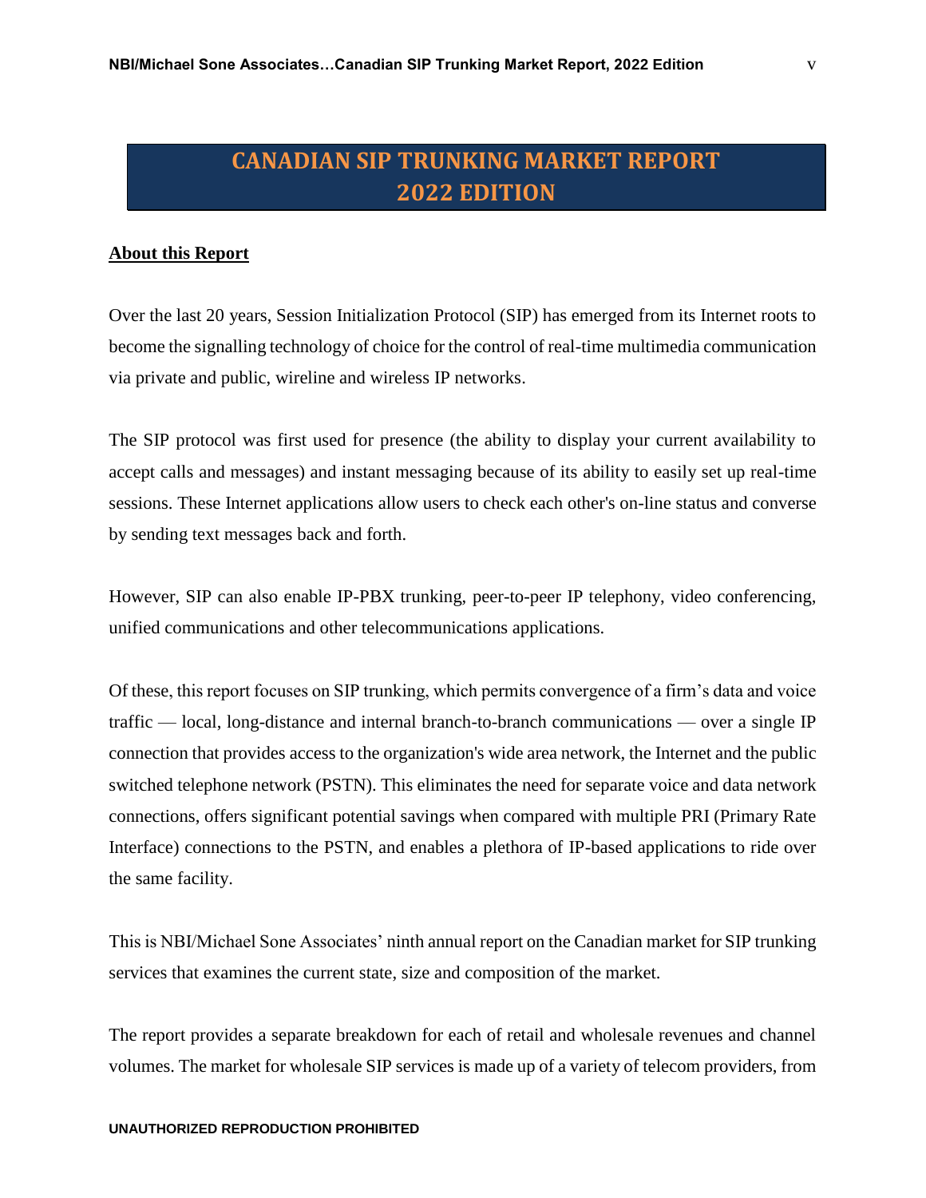# CANADIAN SIP TRUNKING MARKET REPORT 2022 EDITION

**About this Report**

Over the last 20 years, Session Initialization Protocol (SIP) has emerged from its Internet roots to become the signalling technology of choice for the control of real-time multimedia communication via private and public, wireline and wireless IP networks.

The SIP protocol was first used for presence (the ability to display your current availability to accept calls and messages) and instant messaging because of its ability to easily set up real-time sessions. These Internet applications allow users to check each other's on-line status and converse by sending text messages back and forth.

However, SIP can also enable IP-PBX trunking, peer-to-peer IP telephony, video conferencing, unified communications and other telecommunications applications.

Of these, this report focuses on SIP trunking, which permits convergence of a firm's data and voice traffic — local, long-distance and internal branch-to-branch communications — over a single IP connection that provides access to the organization's wide area network, the Internet and the public switched telephone network (PSTN). This eliminates the need for separate voice and data network connections, offers significant potential savings when compared with multiple PRI (Primary Rate Interface) connections to the PSTN, and enables a plethora of IP-based applications to ride over the same facility.

This is NBI/Michael Sone Associates' ninth annual report on the Canadian market for SIP trunking services that examines the current state, size and composition of the market.

The report provides a separate breakdown for each of retail and wholesale revenues and channel volumes. The market for wholesale SIP services is made up of a variety of telecom providers, from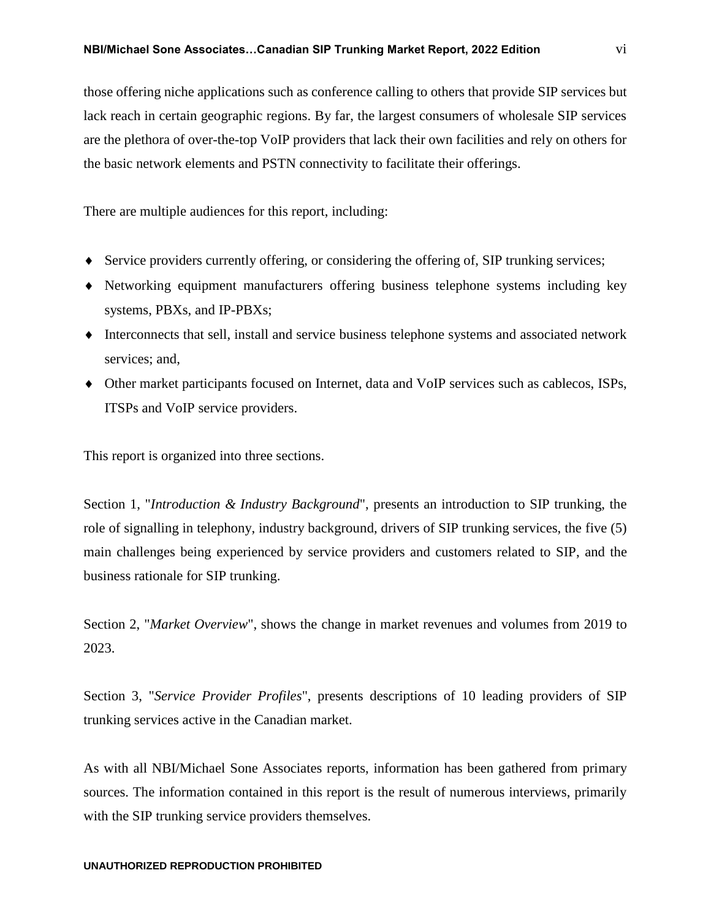those offering niche applications such as conference calling to others that provide SIP services but lack reach in certain geographic regions. By far, the largest consumers of wholesale SIP services are the plethora of over-the-top VoIP providers that lack their own facilities and rely on others for the basic network elements and PSTN connectivity to facilitate their offerings.

There are multiple audiences for this report, including:

- Service providers currently offering, or considering the offering of, SIP trunking services;
- Networking equipment manufacturers offering business telephone systems including key systems, PBXs, and IP-PBXs;
- Interconnects that sell, install and service business telephone systems and associated network services; and,
- Other market participants focused on Internet, data and VoIP services such as cablecos, ISPs, ITSPs and VoIP service providers.

This report is organized into three sections.

Section 1, "*Introduction & Industry Background*", presents an introduction to SIP trunking, the role of signalling in telephony, industry background, drivers of SIP trunking services, the five (5) main challenges being experienced by service providers and customers related to SIP, and the business rationale for SIP trunking.

Section 2, "*Market Overview*", shows the change in market revenues and volumes from 2019 to 2023.

Section 3, "*Service Provider Profiles*", presents descriptions of 10 leading providers of SIP trunking services active in the Canadian market.

As with all NBI/Michael Sone Associates reports, information has been gathered from primary sources. The information contained in this report is the result of numerous interviews, primarily with the SIP trunking service providers themselves.

UNAUTHORIZED REPRODUCTION PROHIBITED